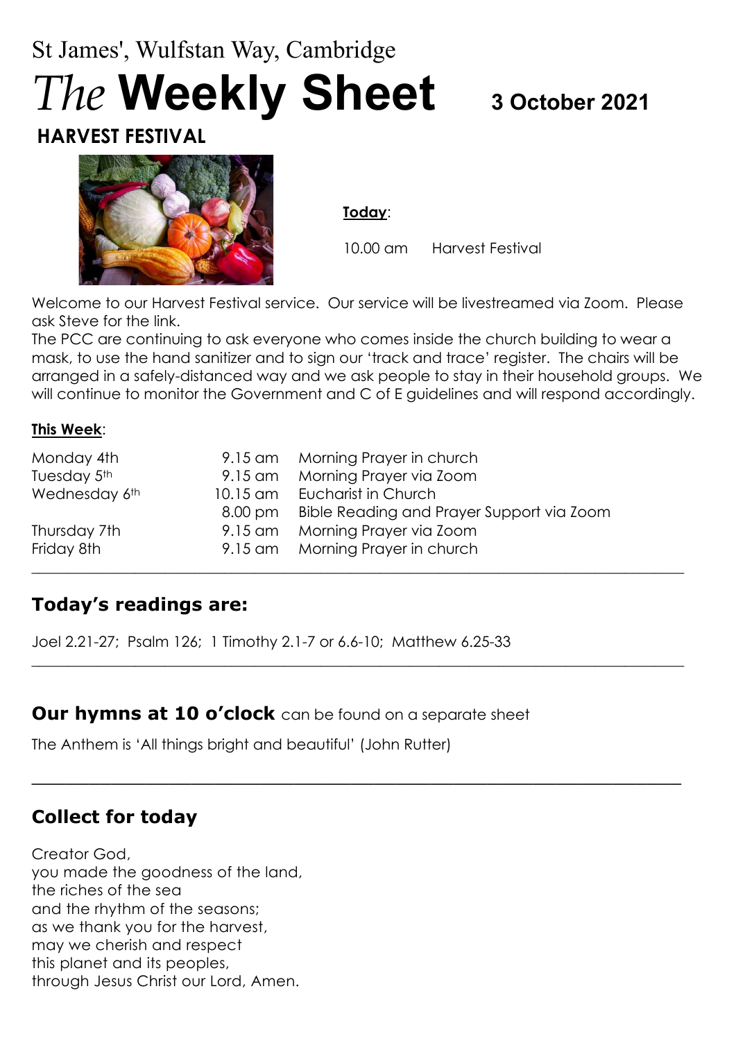St James', Wulfstan Way, Cambridge

# *The* **Weekly Sheet** 3 October 2021

## HARVEST FESTIVAL

**Today**:

10.00 am Harvest Festival

Welcome to our Harvest Festival service. Our service will be livestreamed via Zoom. Please ask Steve for the link.
The PCC are continuing to ask everyone who comes inside the church building to wear a mask, to use the hand sanitizer and to sign our 'track and trace' register. The chairs will be arranged in a safely-distanced way and we ask people to stay in their household groups. We will continue to monitor the Government and C of E guidelines and will respond accordingly.

**This Week**:

| | | |
|---|---|---|
| Monday 4th | 9.15 am | Morning Prayer in church |
| Tuesday 5th | 9.15 am | Morning Prayer via Zoom |
| Wednesday 6th | 10.15 am | Eucharist in Church |
| | 8.00 pm | Bible Reading and Prayer Support via Zoom |
| Thursday 7th | 9.15 am | Morning Prayer via Zoom |
| Friday 8th | 9.15 am | Morning Prayer in church |

---

## Today's readings are:

Joel 2.21-27; Psalm 126; 1 Timothy 2.1-7 or 6.6-10; Matthew 6.25-33

---

**Our hymns at 10 o'clock** can be found on a separate sheet

The Anthem is 'All things bright and beautiful' (John Rutter)

---

## Collect for today

Creator God,
you made the goodness of the land,
the riches of the sea
and the rhythm of the seasons;
as we thank you for the harvest,
may we cherish and respect
this planet and its peoples,
through Jesus Christ our Lord, Amen.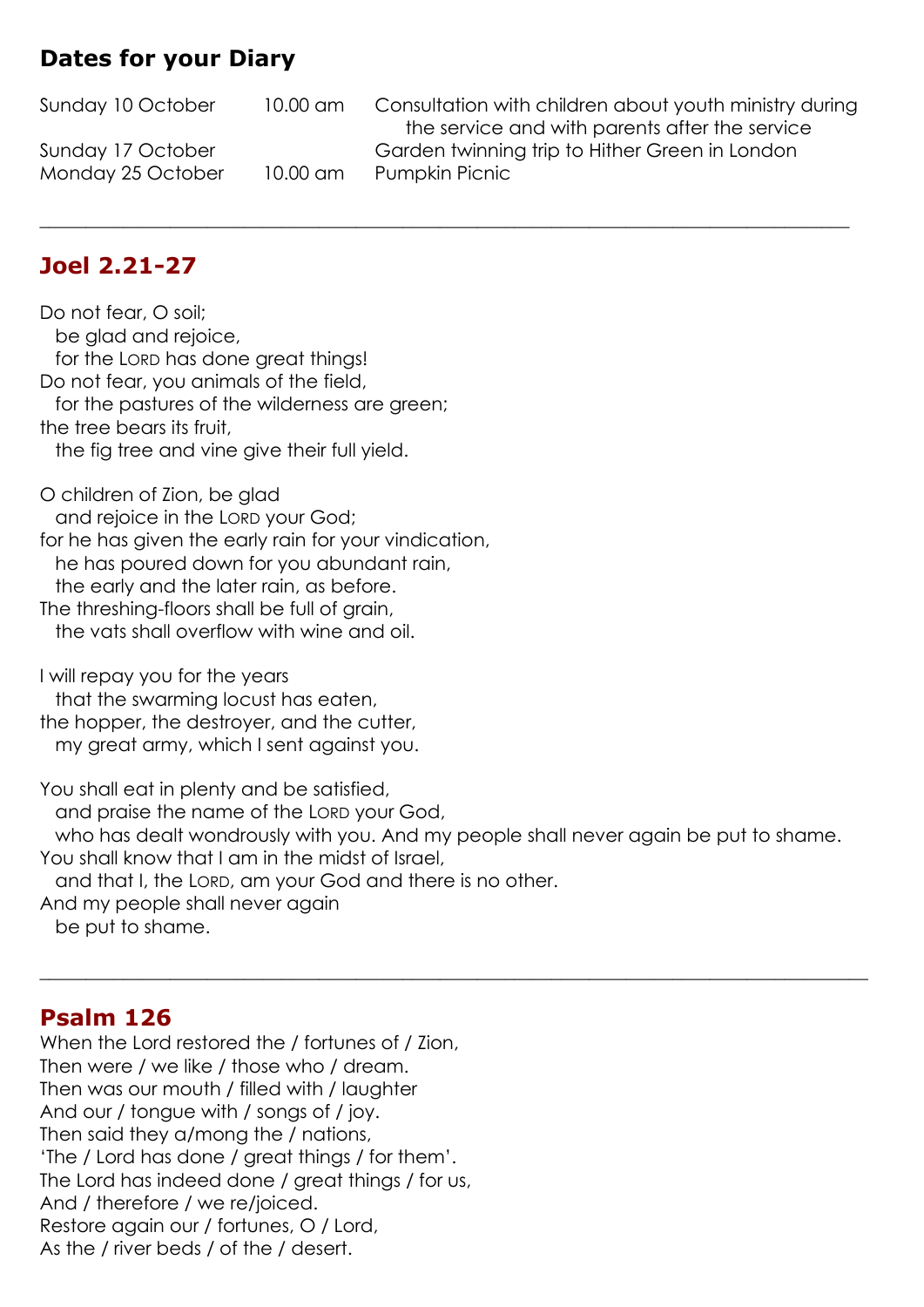## Dates for your Diary

| | | |
|---|---|---|
| Sunday 10 October | 10.00 am | Consultation with children about youth ministry during the service and with parents after the service |
| Sunday 17 October | | Garden twinning trip to Hither Green in London |
| Monday 25 October | 10.00 am | Pumpkin Picnic |

---

## Joel 2.21-27

Do not fear, O soil;
  be glad and rejoice,
  for the LORD has done great things!
Do not fear, you animals of the field,
  for the pastures of the wilderness are green;
the tree bears its fruit,
  the fig tree and vine give their full yield.

O children of Zion, be glad
  and rejoice in the LORD your God;
for he has given the early rain for your vindication,
  he has poured down for you abundant rain,
  the early and the later rain, as before.
The threshing-floors shall be full of grain,
  the vats shall overflow with wine and oil.

I will repay you for the years
  that the swarming locust has eaten,
the hopper, the destroyer, and the cutter,
  my great army, which I sent against you.

You shall eat in plenty and be satisfied,
  and praise the name of the LORD your God,
  who has dealt wondrously with you. And my people shall never again be put to shame.
You shall know that I am in the midst of Israel,
  and that I, the LORD, am your God and there is no other.
And my people shall never again
  be put to shame.

---

## Psalm 126

When the Lord restored the / fortunes of / Zion,
Then were / we like / those who / dream.
Then was our mouth / filled with / laughter
And our / tongue with / songs of / joy.
Then said they a/mong the / nations,
'The / Lord has done / great things / for them'.
The Lord has indeed done / great things / for us,
And / therefore / we re/joiced.
Restore again our / fortunes, O / Lord,
As the / river beds / of the / desert.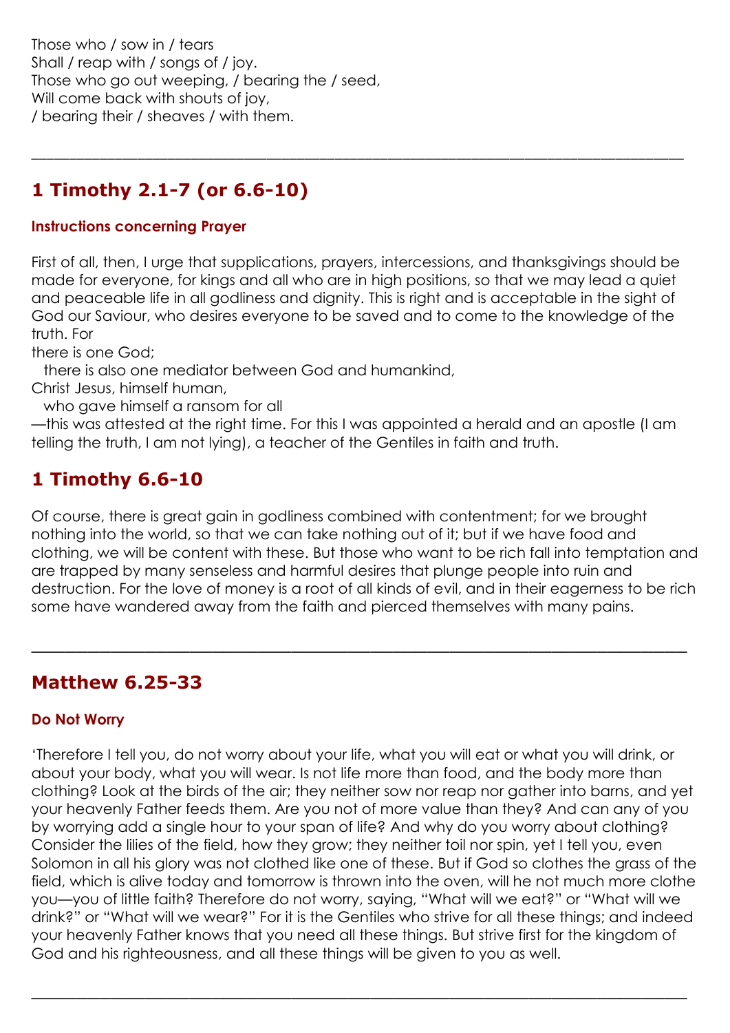Those who / sow in / tears
Shall / reap with / songs of / joy.
Those who go out weeping, / bearing the / seed,
Will come back with shouts of joy,
/ bearing their / sheaves / with them.

---

## 1 Timothy 2.1-7 (or 6.6-10)

### Instructions concerning Prayer

First of all, then, I urge that supplications, prayers, intercessions, and thanksgivings should be made for everyone, for kings and all who are in high positions, so that we may lead a quiet and peaceable life in all godliness and dignity. This is right and is acceptable in the sight of God our Saviour, who desires everyone to be saved and to come to the knowledge of the truth. For
there is one God;
  there is also one mediator between God and humankind,
Christ Jesus, himself human,
  who gave himself a ransom for all
—this was attested at the right time. For this I was appointed a herald and an apostle (I am telling the truth, I am not lying), a teacher of the Gentiles in faith and truth.

## 1 Timothy 6.6-10

Of course, there is great gain in godliness combined with contentment; for we brought nothing into the world, so that we can take nothing out of it; but if we have food and clothing, we will be content with these. But those who want to be rich fall into temptation and are trapped by many senseless and harmful desires that plunge people into ruin and destruction. For the love of money is a root of all kinds of evil, and in their eagerness to be rich some have wandered away from the faith and pierced themselves with many pains.

---

## Matthew 6.25-33

### Do Not Worry

'Therefore I tell you, do not worry about your life, what you will eat or what you will drink, or about your body, what you will wear. Is not life more than food, and the body more than clothing? Look at the birds of the air; they neither sow nor reap nor gather into barns, and yet your heavenly Father feeds them. Are you not of more value than they? And can any of you by worrying add a single hour to your span of life? And why do you worry about clothing? Consider the lilies of the field, how they grow; they neither toil nor spin, yet I tell you, even Solomon in all his glory was not clothed like one of these. But if God so clothes the grass of the field, which is alive today and tomorrow is thrown into the oven, will he not much more clothe you—you of little faith? Therefore do not worry, saying, "What will we eat?" or "What will we drink?" or "What will we wear?" For it is the Gentiles who strive for all these things; and indeed your heavenly Father knows that you need all these things. But strive first for the kingdom of God and his righteousness, and all these things will be given to you as well.

---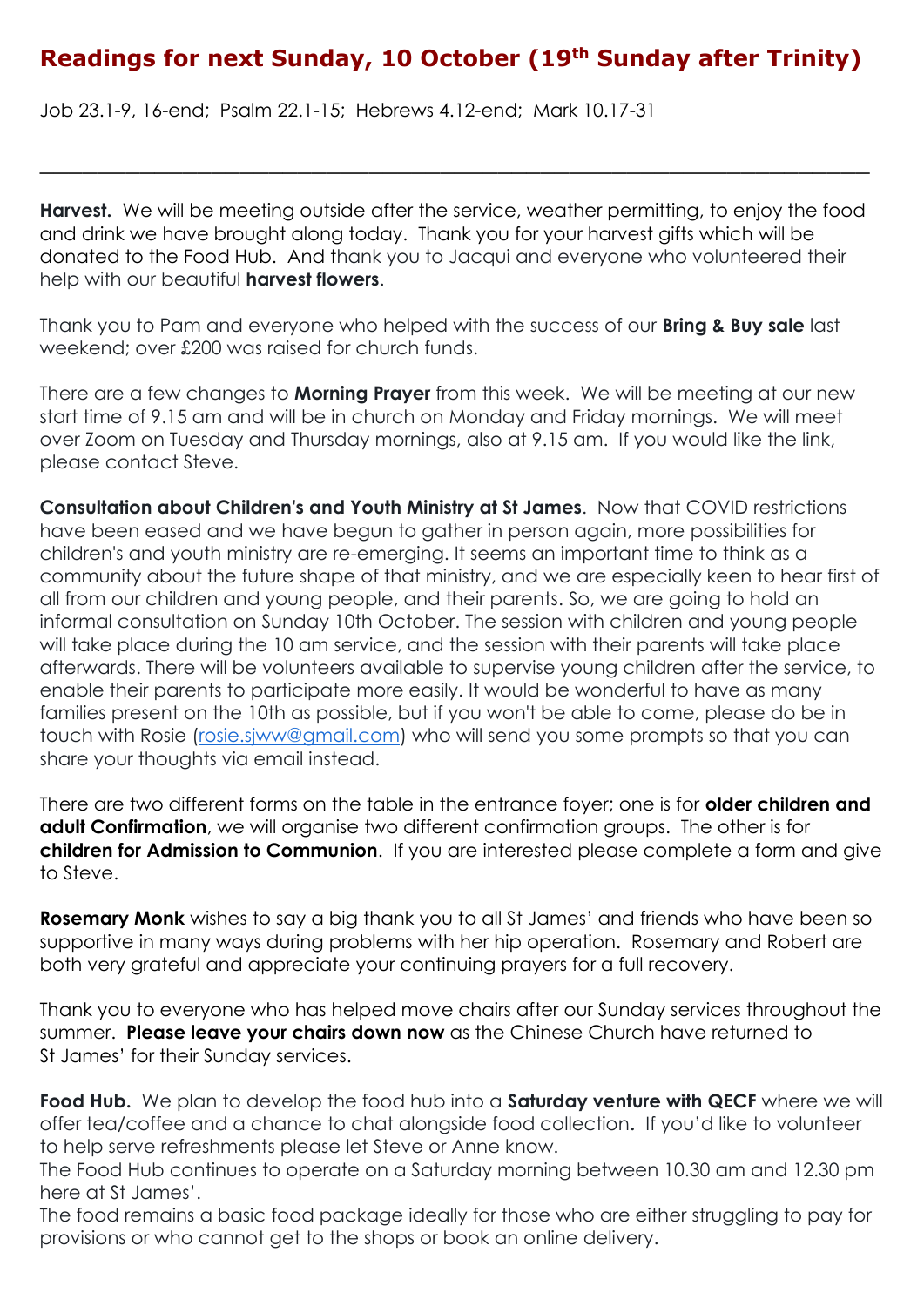## Readings for next Sunday, 10 October (19th Sunday after Trinity)

Job 23.1-9, 16-end; Psalm 22.1-15; Hebrews 4.12-end; Mark 10.17-31

---

**Harvest.** We will be meeting outside after the service, weather permitting, to enjoy the food and drink we have brought along today. Thank you for your harvest gifts which will be donated to the Food Hub. And thank you to Jacqui and everyone who volunteered their help with our beautiful **harvest flowers**.

Thank you to Pam and everyone who helped with the success of our **Bring & Buy sale** last weekend; over £200 was raised for church funds.

There are a few changes to **Morning Prayer** from this week. We will be meeting at our new start time of 9.15 am and will be in church on Monday and Friday mornings. We will meet over Zoom on Tuesday and Thursday mornings, also at 9.15 am. If you would like the link, please contact Steve.

**Consultation about Children's and Youth Ministry at St James**. Now that COVID restrictions have been eased and we have begun to gather in person again, more possibilities for children's and youth ministry are re-emerging. It seems an important time to think as a community about the future shape of that ministry, and we are especially keen to hear first of all from our children and young people, and their parents. So, we are going to hold an informal consultation on Sunday 10th October. The session with children and young people will take place during the 10 am service, and the session with their parents will take place afterwards. There will be volunteers available to supervise young children after the service, to enable their parents to participate more easily. It would be wonderful to have as many families present on the 10th as possible, but if you won't be able to come, please do be in touch with Rosie (rosie.sjww@gmail.com) who will send you some prompts so that you can share your thoughts via email instead.

There are two different forms on the table in the entrance foyer; one is for **older children and adult Confirmation**, we will organise two different confirmation groups. The other is for **children for Admission to Communion**. If you are interested please complete a form and give to Steve.

**Rosemary Monk** wishes to say a big thank you to all St James' and friends who have been so supportive in many ways during problems with her hip operation. Rosemary and Robert are both very grateful and appreciate your continuing prayers for a full recovery.

Thank you to everyone who has helped move chairs after our Sunday services throughout the summer. **Please leave your chairs down now** as the Chinese Church have returned to St James' for their Sunday services.

**Food Hub.** We plan to develop the food hub into a **Saturday venture with QECF** where we will offer tea/coffee and a chance to chat alongside food collection**.** If you'd like to volunteer to help serve refreshments please let Steve or Anne know.
The Food Hub continues to operate on a Saturday morning between 10.30 am and 12.30 pm here at St James'.
The food remains a basic food package ideally for those who are either struggling to pay for provisions or who cannot get to the shops or book an online delivery.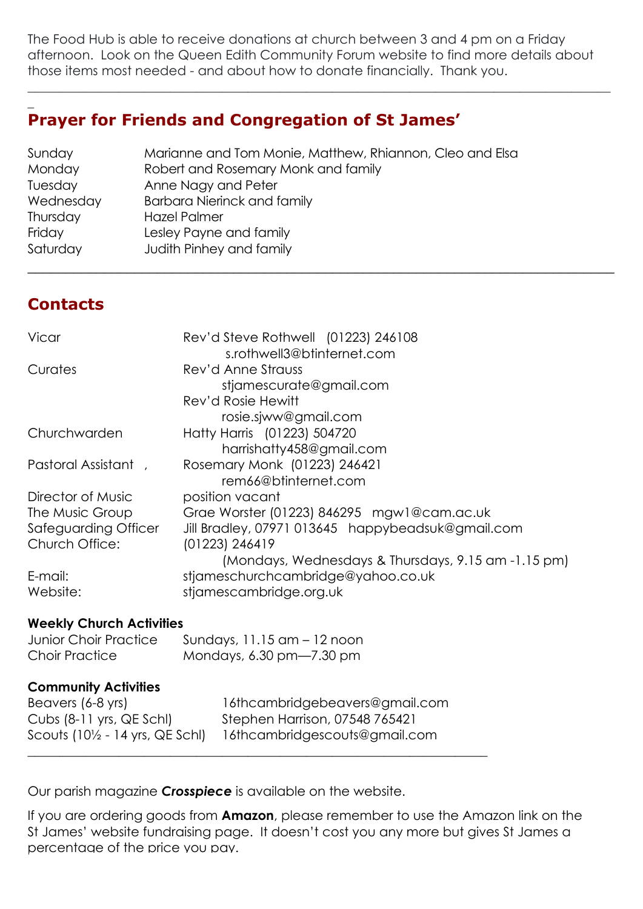The Food Hub is able to receive donations at church between 3 and 4 pm on a Friday afternoon. Look on the Queen Edith Community Forum website to find more details about those items most needed - and about how to donate financially. Thank you.

---

## Prayer for Friends and Congregation of St James'

| | |
|---|---|
| Sunday | Marianne and Tom Monie, Matthew, Rhiannon, Cleo and Elsa |
| Monday | Robert and Rosemary Monk and family |
| Tuesday | Anne Nagy and Peter |
| Wednesday | Barbara Nierinck and family |
| Thursday | Hazel Palmer |
| Friday | Lesley Payne and family |
| Saturday | Judith Pinhey and family |

---

## Contacts

| | |
|---|---|
| Vicar | Rev'd Steve Rothwell (01223) 246108<br>s.rothwell3@btinternet.com |
| Curates | Rev'd Anne Strauss<br>stjamescurate@gmail.com<br>Rev'd Rosie Hewitt<br>rosie.sjww@gmail.com |
| Churchwarden | Hatty Harris (01223) 504720<br>harrishatty458@gmail.com |
| Pastoral Assistant , | Rosemary Monk (01223) 246421<br>rem66@btinternet.com |
| Director of Music | position vacant |
| The Music Group | Grae Worster (01223) 846295 mgw1@cam.ac.uk |
| Safeguarding Officer | Jill Bradley, 07971 013645 happybeadsuk@gmail.com |
| Church Office: | (01223) 246419<br>(Mondays, Wednesdays & Thursdays, 9.15 am -1.15 pm) |
| E-mail: | stjameschurchcambridge@yahoo.co.uk |
| Website: | stjamescambridge.org.uk |

**Weekly Church Activities**

| | |
|---|---|
| Junior Choir Practice | Sundays, 11.15 am – 12 noon |
| Choir Practice | Mondays, 6.30 pm—7.30 pm |

**Community Activities**

| | |
|---|---|
| Beavers (6-8 yrs) | 16thcambridgebeavers@gmail.com |
| Cubs (8-11 yrs, QE Schl) | Stephen Harrison, 07548 765421 |
| Scouts (10½ - 14 yrs, QE Schl) | 16thcambridgescouts@gmail.com |

---

Our parish magazine ***Crosspiece*** is available on the website.

If you are ordering goods from **Amazon**, please remember to use the Amazon link on the St James' website fundraising page. It doesn't cost you any more but gives St James a percentage of the price you pay.